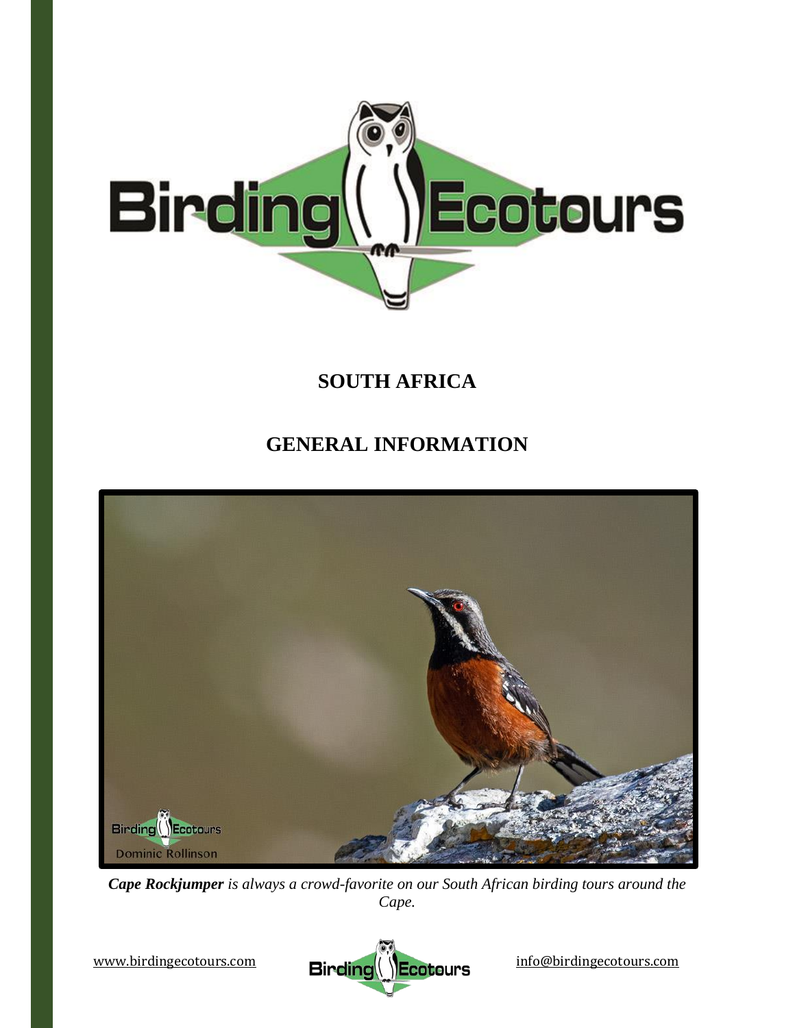# SOUTH AFRICA

# GENERAL INFORMATION

***Cape Rockjumper*** *is always a crowd-favorite on our South African birding tours around the Cape.*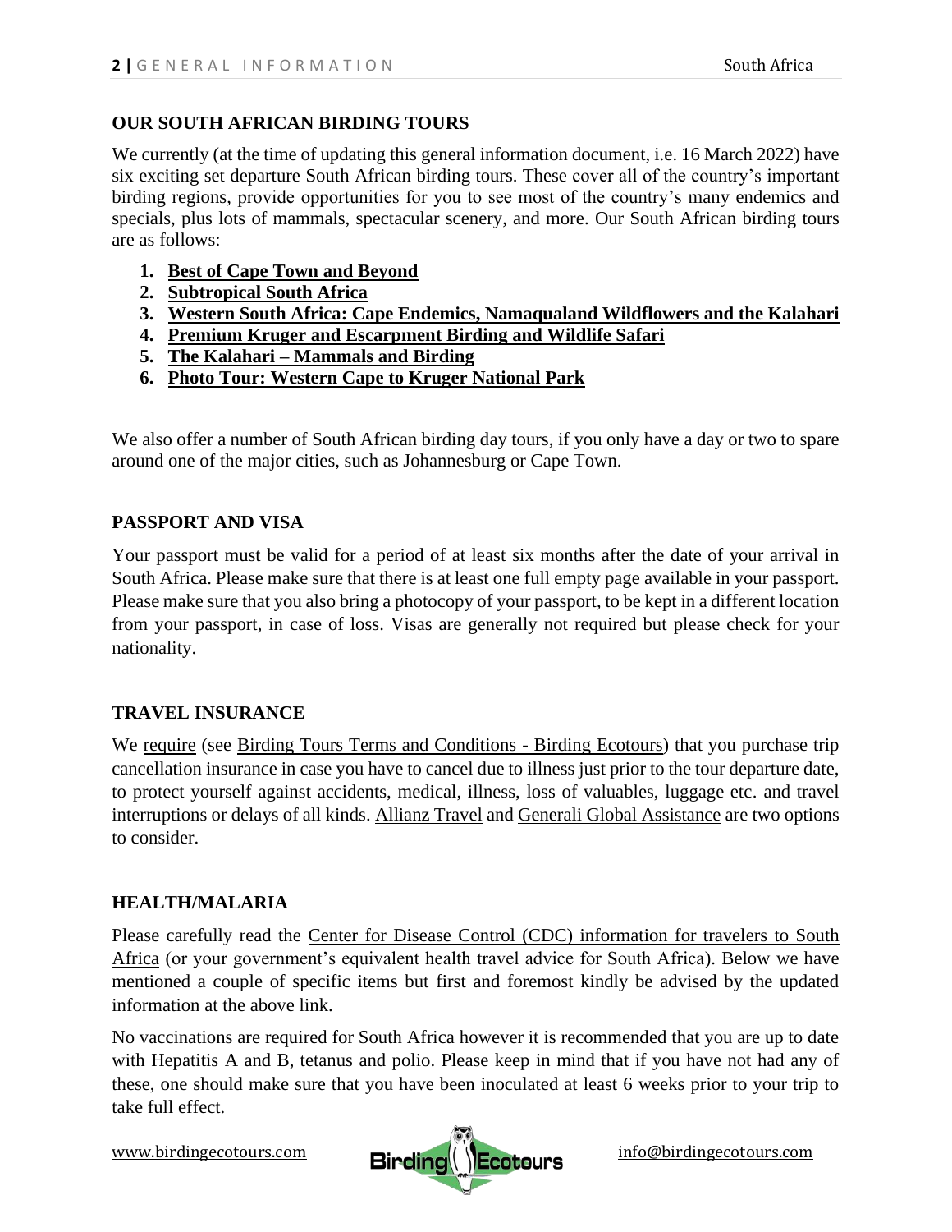## OUR SOUTH AFRICAN BIRDING TOURS

We currently (at the time of updating this general information document, i.e. 16 March 2022) have six exciting set departure South African birding tours. These cover all of the country's important birding regions, provide opportunities for you to see most of the country's many endemics and specials, plus lots of mammals, spectacular scenery, and more. Our South African birding tours are as follows:

1. **Best of Cape Town and Beyond**
2. **Subtropical South Africa**
3. **Western South Africa: Cape Endemics, Namaqualand Wildflowers and the Kalahari**
4. **Premium Kruger and Escarpment Birding and Wildlife Safari**
5. **The Kalahari – Mammals and Birding**
6. **Photo Tour: Western Cape to Kruger National Park**

We also offer a number of South African birding day tours, if you only have a day or two to spare around one of the major cities, such as Johannesburg or Cape Town.

## PASSPORT AND VISA

Your passport must be valid for a period of at least six months after the date of your arrival in South Africa. Please make sure that there is at least one full empty page available in your passport. Please make sure that you also bring a photocopy of your passport, to be kept in a different location from your passport, in case of loss. Visas are generally not required but please check for your nationality.

## TRAVEL INSURANCE

We require (see Birding Tours Terms and Conditions - Birding Ecotours) that you purchase trip cancellation insurance in case you have to cancel due to illness just prior to the tour departure date, to protect yourself against accidents, medical, illness, loss of valuables, luggage etc. and travel interruptions or delays of all kinds. Allianz Travel and Generali Global Assistance are two options to consider.

## HEALTH/MALARIA

Please carefully read the Center for Disease Control (CDC) information for travelers to South Africa (or your government's equivalent health travel advice for South Africa). Below we have mentioned a couple of specific items but first and foremost kindly be advised by the updated information at the above link.

No vaccinations are required for South Africa however it is recommended that you are up to date with Hepatitis A and B, tetanus and polio. Please keep in mind that if you have not had any of these, one should make sure that you have been inoculated at least 6 weeks prior to your trip to take full effect.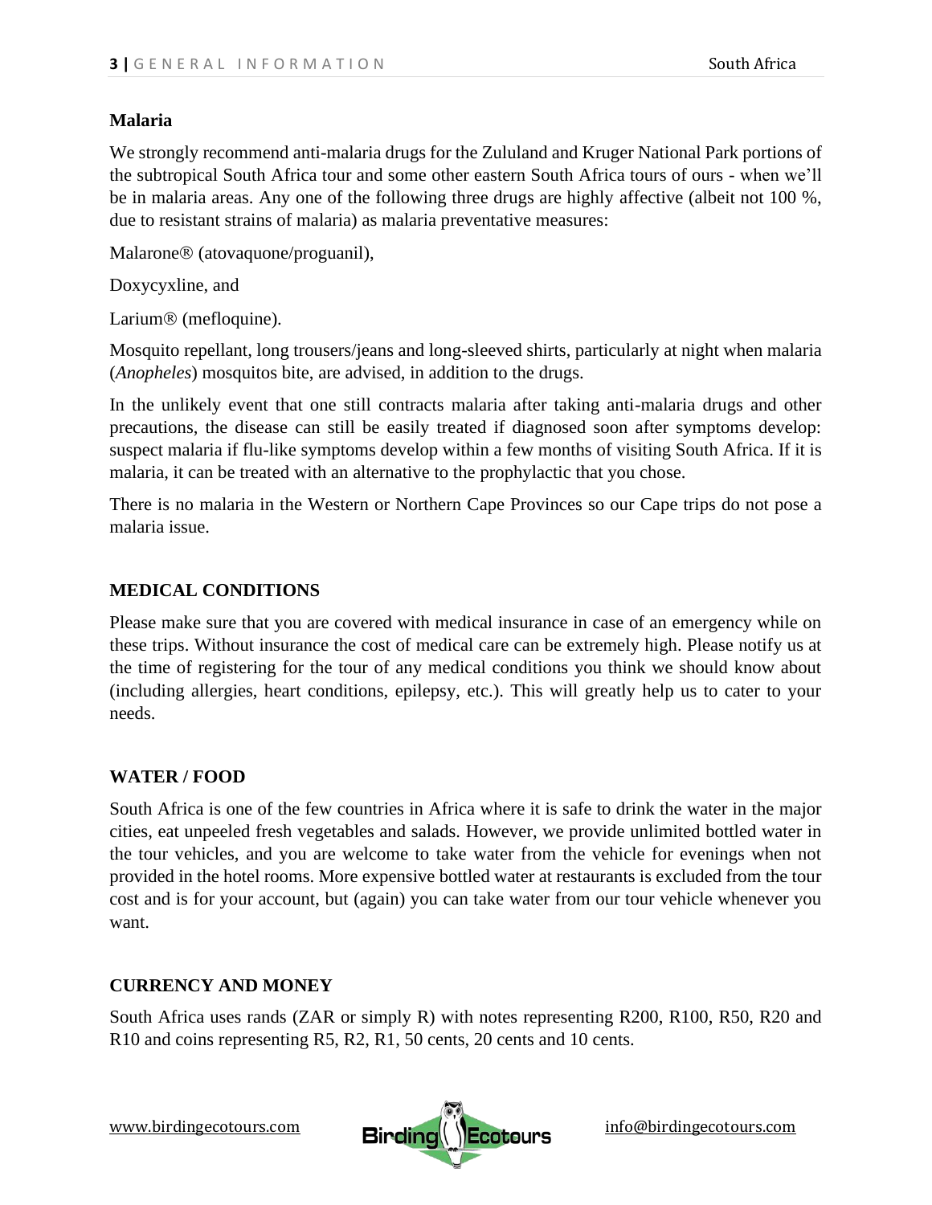**Malaria**

We strongly recommend anti-malaria drugs for the Zululand and Kruger National Park portions of the subtropical South Africa tour and some other eastern South Africa tours of ours - when we'll be in malaria areas. Any one of the following three drugs are highly affective (albeit not 100 %, due to resistant strains of malaria) as malaria preventative measures:

Malarone® (atovaquone/proguanil),

Doxycyxline, and

Larium® (mefloquine).

Mosquito repellant, long trousers/jeans and long-sleeved shirts, particularly at night when malaria (*Anopheles*) mosquitos bite, are advised, in addition to the drugs.

In the unlikely event that one still contracts malaria after taking anti-malaria drugs and other precautions, the disease can still be easily treated if diagnosed soon after symptoms develop: suspect malaria if flu-like symptoms develop within a few months of visiting South Africa. If it is malaria, it can be treated with an alternative to the prophylactic that you chose.

There is no malaria in the Western or Northern Cape Provinces so our Cape trips do not pose a malaria issue.

## MEDICAL CONDITIONS

Please make sure that you are covered with medical insurance in case of an emergency while on these trips. Without insurance the cost of medical care can be extremely high. Please notify us at the time of registering for the tour of any medical conditions you think we should know about (including allergies, heart conditions, epilepsy, etc.). This will greatly help us to cater to your needs.

## WATER / FOOD

South Africa is one of the few countries in Africa where it is safe to drink the water in the major cities, eat unpeeled fresh vegetables and salads. However, we provide unlimited bottled water in the tour vehicles, and you are welcome to take water from the vehicle for evenings when not provided in the hotel rooms. More expensive bottled water at restaurants is excluded from the tour cost and is for your account, but (again) you can take water from our tour vehicle whenever you want.

## CURRENCY AND MONEY

South Africa uses rands (ZAR or simply R) with notes representing R200, R100, R50, R20 and R10 and coins representing R5, R2, R1, 50 cents, 20 cents and 10 cents.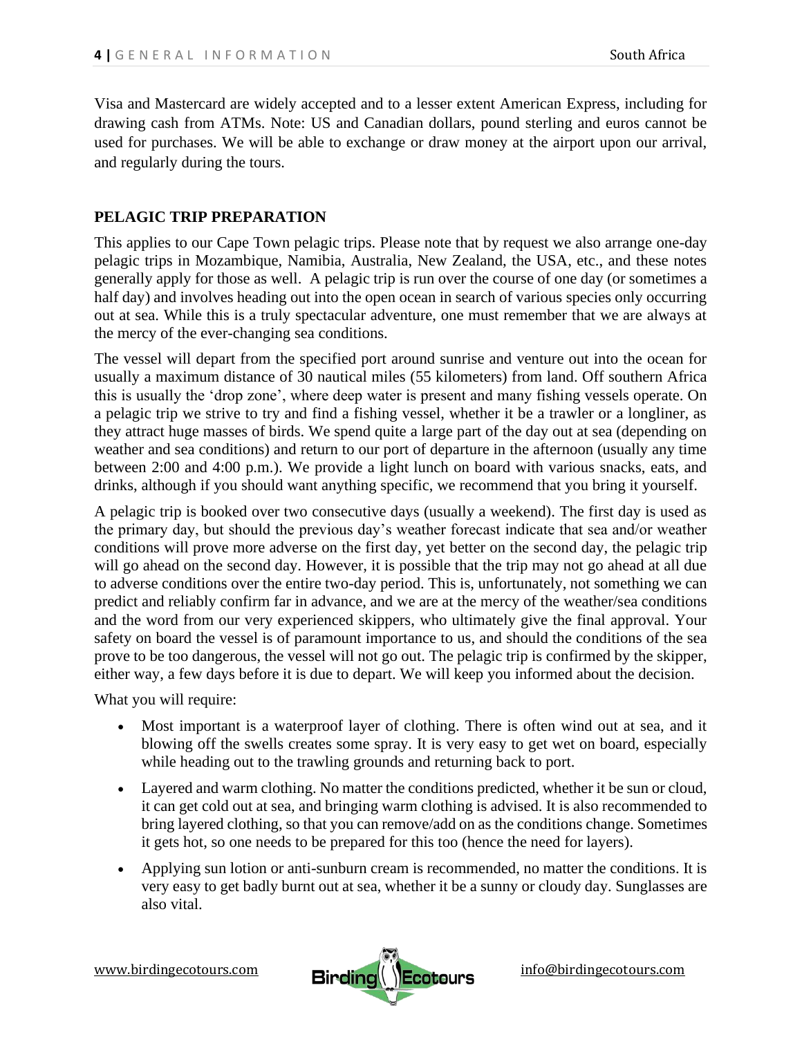Visa and Mastercard are widely accepted and to a lesser extent American Express, including for drawing cash from ATMs. Note: US and Canadian dollars, pound sterling and euros cannot be used for purchases. We will be able to exchange or draw money at the airport upon our arrival, and regularly during the tours.

## PELAGIC TRIP PREPARATION

This applies to our Cape Town pelagic trips. Please note that by request we also arrange one-day pelagic trips in Mozambique, Namibia, Australia, New Zealand, the USA, etc., and these notes generally apply for those as well. A pelagic trip is run over the course of one day (or sometimes a half day) and involves heading out into the open ocean in search of various species only occurring out at sea. While this is a truly spectacular adventure, one must remember that we are always at the mercy of the ever-changing sea conditions.

The vessel will depart from the specified port around sunrise and venture out into the ocean for usually a maximum distance of 30 nautical miles (55 kilometers) from land. Off southern Africa this is usually the 'drop zone', where deep water is present and many fishing vessels operate. On a pelagic trip we strive to try and find a fishing vessel, whether it be a trawler or a longliner, as they attract huge masses of birds. We spend quite a large part of the day out at sea (depending on weather and sea conditions) and return to our port of departure in the afternoon (usually any time between 2:00 and 4:00 p.m.). We provide a light lunch on board with various snacks, eats, and drinks, although if you should want anything specific, we recommend that you bring it yourself.

A pelagic trip is booked over two consecutive days (usually a weekend). The first day is used as the primary day, but should the previous day's weather forecast indicate that sea and/or weather conditions will prove more adverse on the first day, yet better on the second day, the pelagic trip will go ahead on the second day. However, it is possible that the trip may not go ahead at all due to adverse conditions over the entire two-day period. This is, unfortunately, not something we can predict and reliably confirm far in advance, and we are at the mercy of the weather/sea conditions and the word from our very experienced skippers, who ultimately give the final approval. Your safety on board the vessel is of paramount importance to us, and should the conditions of the sea prove to be too dangerous, the vessel will not go out. The pelagic trip is confirmed by the skipper, either way, a few days before it is due to depart. We will keep you informed about the decision.

What you will require:

- Most important is a waterproof layer of clothing. There is often wind out at sea, and it blowing off the swells creates some spray. It is very easy to get wet on board, especially while heading out to the trawling grounds and returning back to port.
- Layered and warm clothing. No matter the conditions predicted, whether it be sun or cloud, it can get cold out at sea, and bringing warm clothing is advised. It is also recommended to bring layered clothing, so that you can remove/add on as the conditions change. Sometimes it gets hot, so one needs to be prepared for this too (hence the need for layers).
- Applying sun lotion or anti-sunburn cream is recommended, no matter the conditions. It is very easy to get badly burnt out at sea, whether it be a sunny or cloudy day. Sunglasses are also vital.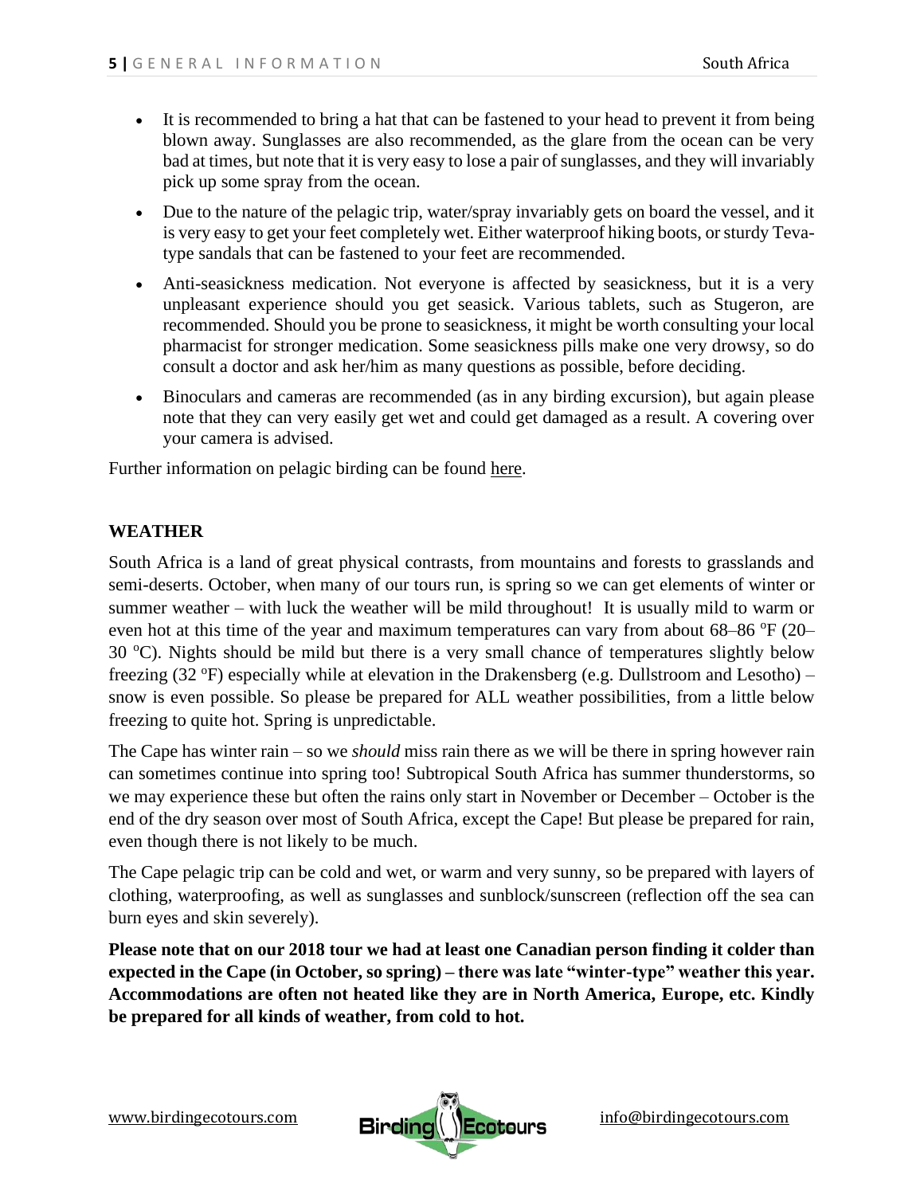- It is recommended to bring a hat that can be fastened to your head to prevent it from being blown away. Sunglasses are also recommended, as the glare from the ocean can be very bad at times, but note that it is very easy to lose a pair of sunglasses, and they will invariably pick up some spray from the ocean.
- Due to the nature of the pelagic trip, water/spray invariably gets on board the vessel, and it is very easy to get your feet completely wet. Either waterproof hiking boots, or sturdy Teva-type sandals that can be fastened to your feet are recommended.
- Anti-seasickness medication. Not everyone is affected by seasickness, but it is a very unpleasant experience should you get seasick. Various tablets, such as Stugeron, are recommended. Should you be prone to seasickness, it might be worth consulting your local pharmacist for stronger medication. Some seasickness pills make one very drowsy, so do consult a doctor and ask her/him as many questions as possible, before deciding.
- Binoculars and cameras are recommended (as in any birding excursion), but again please note that they can very easily get wet and could get damaged as a result. A covering over your camera is advised.

Further information on pelagic birding can be found here.

## WEATHER

South Africa is a land of great physical contrasts, from mountains and forests to grasslands and semi-deserts. October, when many of our tours run, is spring so we can get elements of winter or summer weather – with luck the weather will be mild throughout! It is usually mild to warm or even hot at this time of the year and maximum temperatures can vary from about 68–86 ºF (20–30 ºC). Nights should be mild but there is a very small chance of temperatures slightly below freezing (32 ºF) especially while at elevation in the Drakensberg (e.g. Dullstroom and Lesotho) – snow is even possible. So please be prepared for ALL weather possibilities, from a little below freezing to quite hot. Spring is unpredictable.

The Cape has winter rain – so we *should* miss rain there as we will be there in spring however rain can sometimes continue into spring too! Subtropical South Africa has summer thunderstorms, so we may experience these but often the rains only start in November or December – October is the end of the dry season over most of South Africa, except the Cape! But please be prepared for rain, even though there is not likely to be much.

The Cape pelagic trip can be cold and wet, or warm and very sunny, so be prepared with layers of clothing, waterproofing, as well as sunglasses and sunblock/sunscreen (reflection off the sea can burn eyes and skin severely).

**Please note that on our 2018 tour we had at least one Canadian person finding it colder than expected in the Cape (in October, so spring) – there was late "winter-type" weather this year. Accommodations are often not heated like they are in North America, Europe, etc. Kindly be prepared for all kinds of weather, from cold to hot.**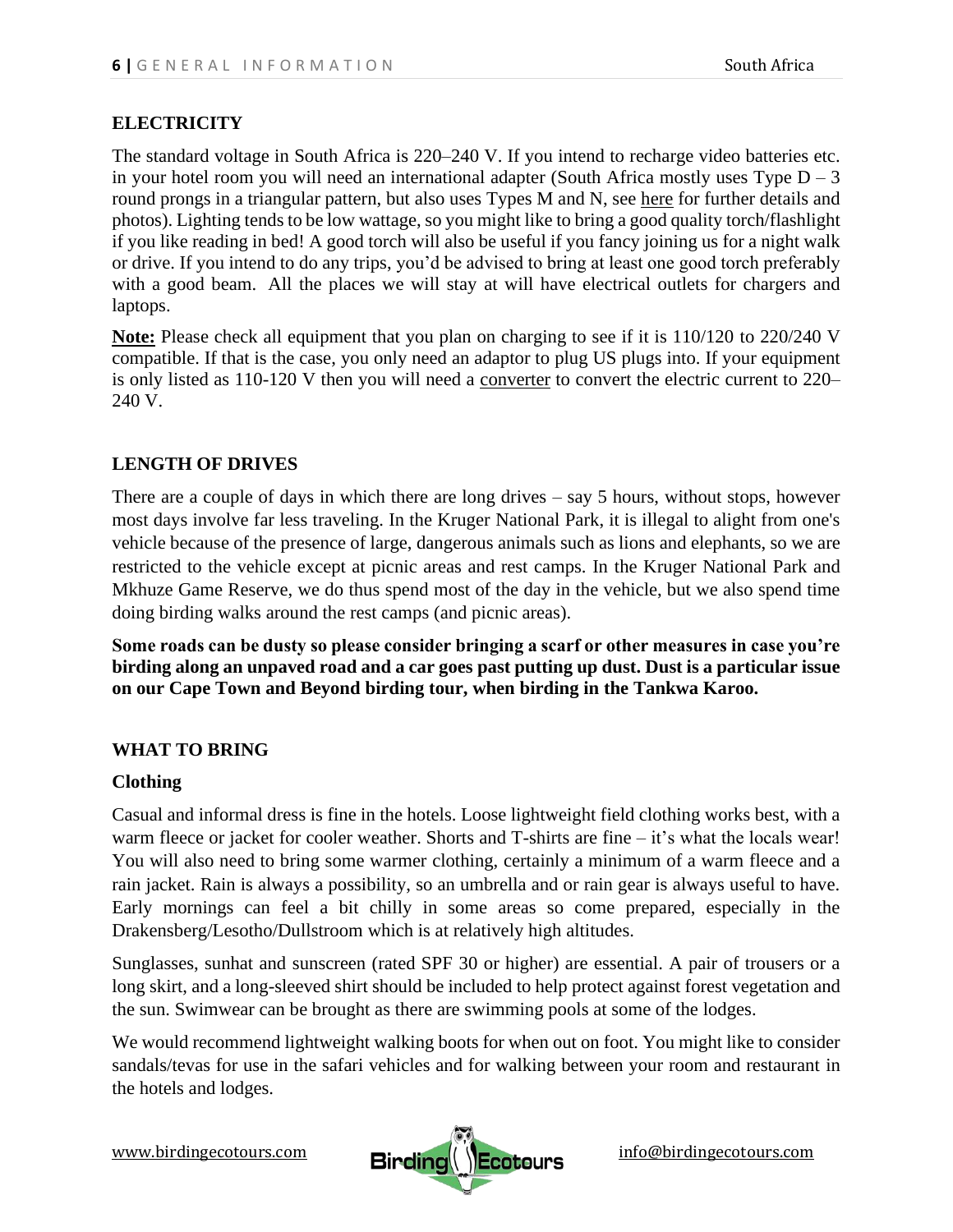## ELECTRICITY

The standard voltage in South Africa is 220–240 V. If you intend to recharge video batteries etc. in your hotel room you will need an international adapter (South Africa mostly uses Type D – 3 round prongs in a triangular pattern, but also uses Types M and N, see here for further details and photos). Lighting tends to be low wattage, so you might like to bring a good quality torch/flashlight if you like reading in bed! A good torch will also be useful if you fancy joining us for a night walk or drive. If you intend to do any trips, you'd be advised to bring at least one good torch preferably with a good beam. All the places we will stay at will have electrical outlets for chargers and laptops.

**Note:** Please check all equipment that you plan on charging to see if it is 110/120 to 220/240 V compatible. If that is the case, you only need an adaptor to plug US plugs into. If your equipment is only listed as 110-120 V then you will need a converter to convert the electric current to 220–240 V.

## LENGTH OF DRIVES

There are a couple of days in which there are long drives – say 5 hours, without stops, however most days involve far less traveling. In the Kruger National Park, it is illegal to alight from one's vehicle because of the presence of large, dangerous animals such as lions and elephants, so we are restricted to the vehicle except at picnic areas and rest camps. In the Kruger National Park and Mkhuze Game Reserve, we do thus spend most of the day in the vehicle, but we also spend time doing birding walks around the rest camps (and picnic areas).

**Some roads can be dusty so please consider bringing a scarf or other measures in case you're birding along an unpaved road and a car goes past putting up dust. Dust is a particular issue on our Cape Town and Beyond birding tour, when birding in the Tankwa Karoo.**

## WHAT TO BRING

### Clothing

Casual and informal dress is fine in the hotels. Loose lightweight field clothing works best, with a warm fleece or jacket for cooler weather. Shorts and T-shirts are fine – it's what the locals wear! You will also need to bring some warmer clothing, certainly a minimum of a warm fleece and a rain jacket. Rain is always a possibility, so an umbrella and or rain gear is always useful to have. Early mornings can feel a bit chilly in some areas so come prepared, especially in the Drakensberg/Lesotho/Dullstroom which is at relatively high altitudes.

Sunglasses, sunhat and sunscreen (rated SPF 30 or higher) are essential. A pair of trousers or a long skirt, and a long-sleeved shirt should be included to help protect against forest vegetation and the sun. Swimwear can be brought as there are swimming pools at some of the lodges.

We would recommend lightweight walking boots for when out on foot. You might like to consider sandals/tevas for use in the safari vehicles and for walking between your room and restaurant in the hotels and lodges.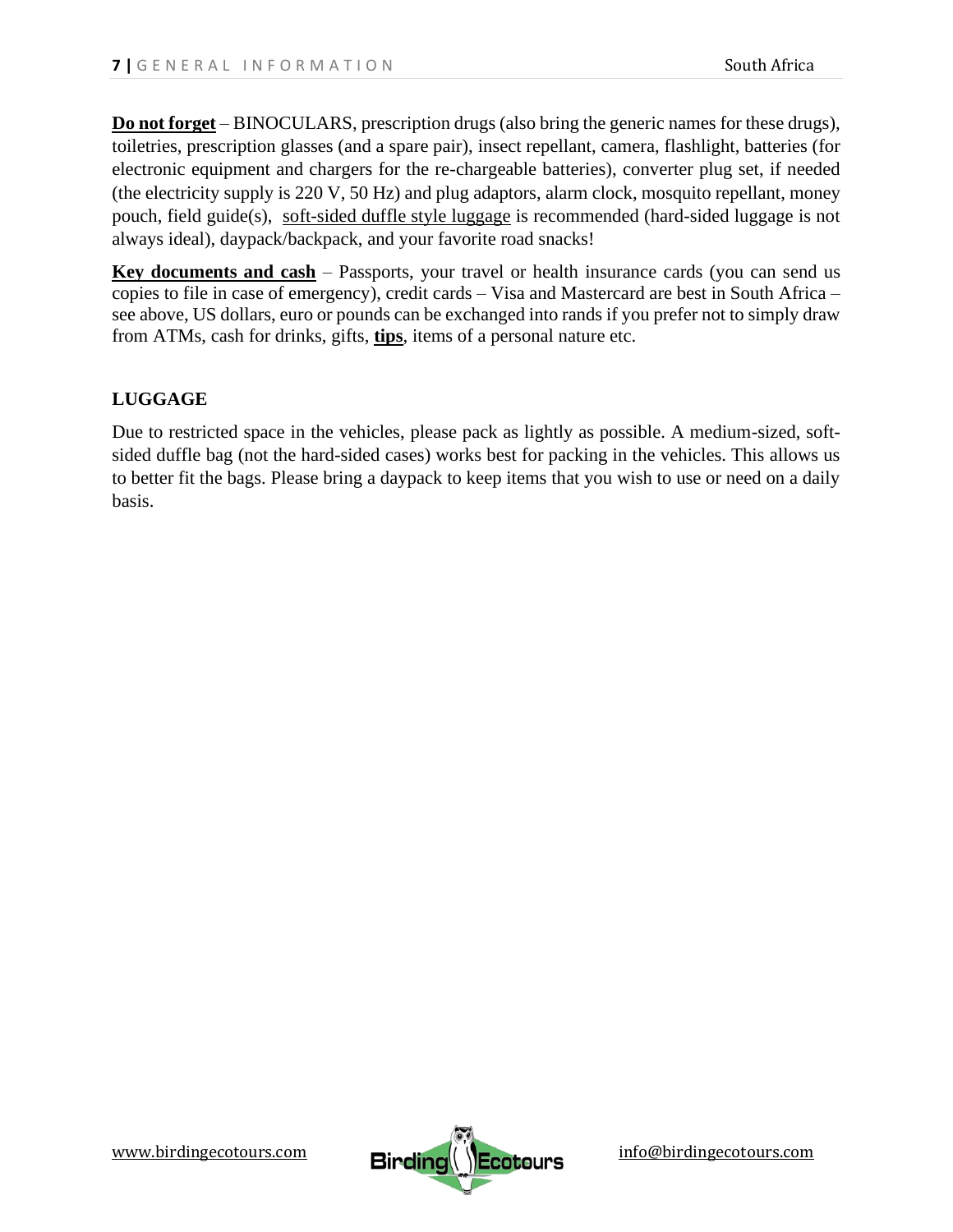**Do not forget** – BINOCULARS, prescription drugs (also bring the generic names for these drugs), toiletries, prescription glasses (and a spare pair), insect repellant, camera, flashlight, batteries (for electronic equipment and chargers for the re-chargeable batteries), converter plug set, if needed (the electricity supply is 220 V, 50 Hz) and plug adaptors, alarm clock, mosquito repellant, money pouch, field guide(s), soft-sided duffle style luggage is recommended (hard-sided luggage is not always ideal), daypack/backpack, and your favorite road snacks!

**Key documents and cash** – Passports, your travel or health insurance cards (you can send us copies to file in case of emergency), credit cards – Visa and Mastercard are best in South Africa – see above, US dollars, euro or pounds can be exchanged into rands if you prefer not to simply draw from ATMs, cash for drinks, gifts, **tips**, items of a personal nature etc.

## LUGGAGE

Due to restricted space in the vehicles, please pack as lightly as possible. A medium-sized, soft-sided duffle bag (not the hard-sided cases) works best for packing in the vehicles. This allows us to better fit the bags. Please bring a daypack to keep items that you wish to use or need on a daily basis.